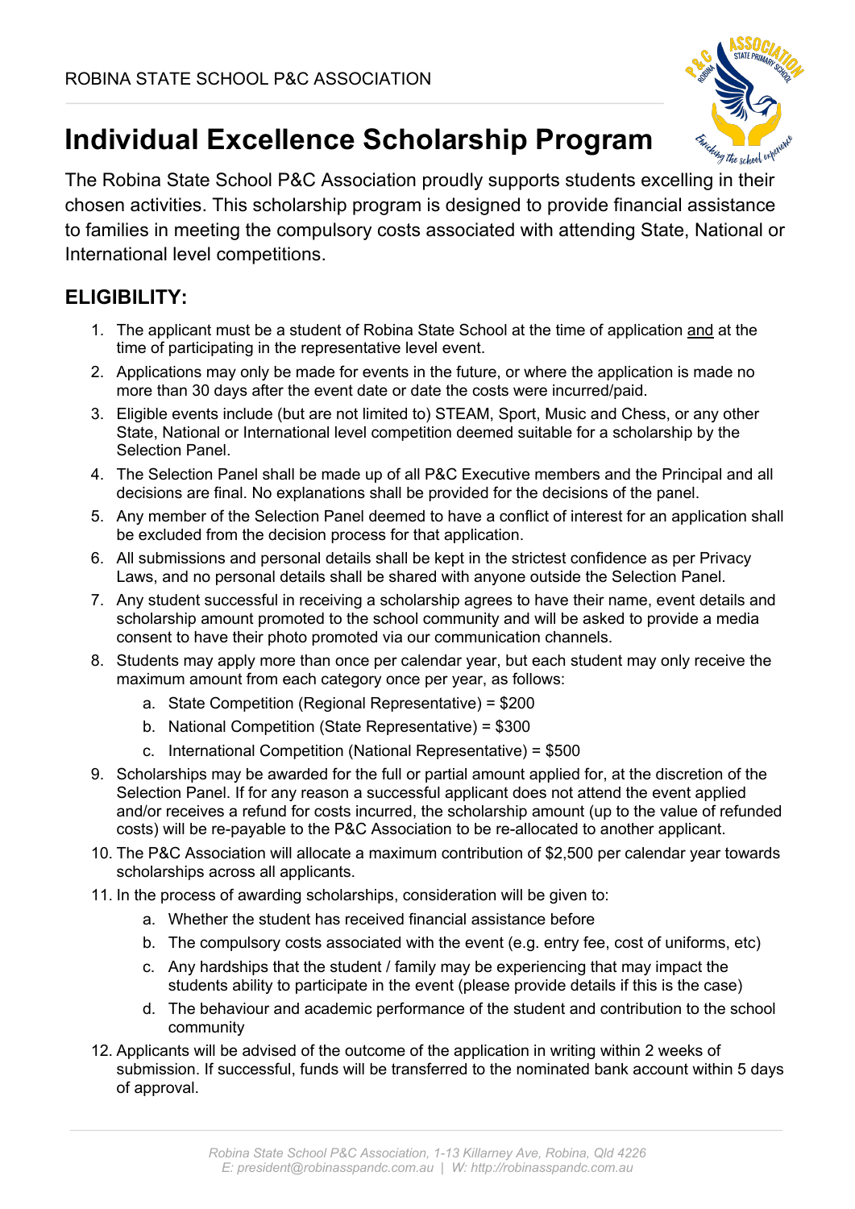ROBINA STATE SCHOOL P&C ASSOCIATION

# Individual Excellence Scholarship Program

The Robina State School P&C Association proudly supports students excelling in their chosen activities. This scholarship program is designed to provide financial assistance to families in meeting the compulsory costs associated with attending State, National or International level competitions.

## ELIGIBILITY:

1. The applicant must be a student of Robina State School at the time of application <u>and</u> at the time of participating in the representative level event.
2. Applications may only be made for events in the future, or where the application is made no more than 30 days after the event date or date the costs were incurred/paid.
3. Eligible events include (but are not limited to) STEAM, Sport, Music and Chess, or any other State, National or International level competition deemed suitable for a scholarship by the Selection Panel.
4. The Selection Panel shall be made up of all P&C Executive members and the Principal and all decisions are final. No explanations shall be provided for the decisions of the panel.
5. Any member of the Selection Panel deemed to have a conflict of interest for an application shall be excluded from the decision process for that application.
6. All submissions and personal details shall be kept in the strictest confidence as per Privacy Laws, and no personal details shall be shared with anyone outside the Selection Panel.
7. Any student successful in receiving a scholarship agrees to have their name, event details and scholarship amount promoted to the school community and will be asked to provide a media consent to have their photo promoted via our communication channels.
8. Students may apply more than once per calendar year, but each student may only receive the maximum amount from each category once per year, as follows:
    a. State Competition (Regional Representative) = $200
    b. National Competition (State Representative) = $300
    c. International Competition (National Representative) = $500
9. Scholarships may be awarded for the full or partial amount applied for, at the discretion of the Selection Panel. If for any reason a successful applicant does not attend the event applied and/or receives a refund for costs incurred, the scholarship amount (up to the value of refunded costs) will be re-payable to the P&C Association to be re-allocated to another applicant.
10. The P&C Association will allocate a maximum contribution of $2,500 per calendar year towards scholarships across all applicants.
11. In the process of awarding scholarships, consideration will be given to:
    a. Whether the student has received financial assistance before
    b. The compulsory costs associated with the event (e.g. entry fee, cost of uniforms, etc)
    c. Any hardships that the student / family may be experiencing that may impact the students ability to participate in the event (please provide details if this is the case)
    d. The behaviour and academic performance of the student and contribution to the school community
12. Applicants will be advised of the outcome of the application in writing within 2 weeks of submission. If successful, funds will be transferred to the nominated bank account within 5 days of approval.

*Robina State School P&C Association, 1-13 Killarney Ave, Robina, Qld 4226*
*E: president@robinasspandc.com.au | W: http://robinasspandc.com.au*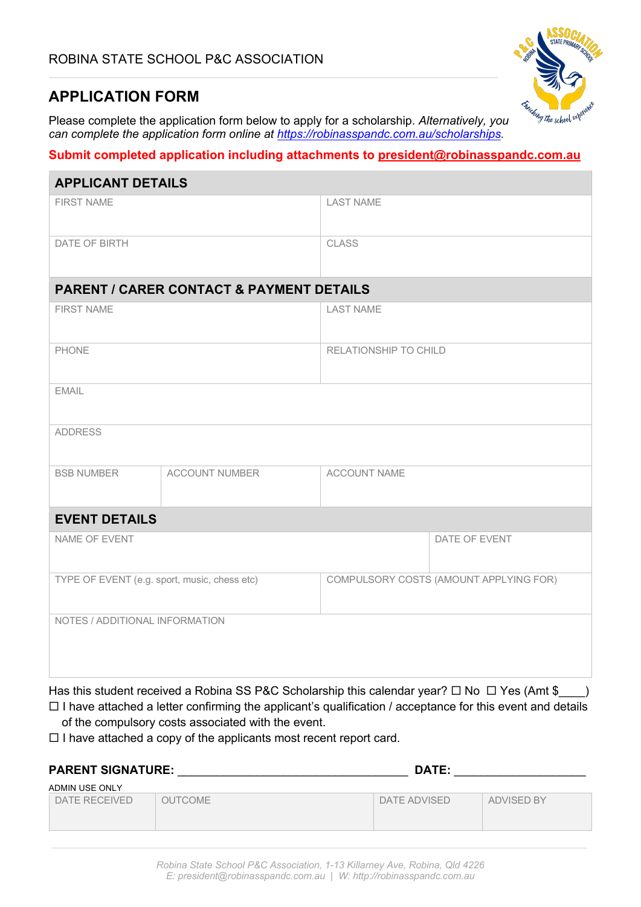ROBINA STATE SCHOOL P&C ASSOCIATION

## APPLICATION FORM

Please complete the application form below to apply for a scholarship. *Alternatively, you can complete the application form online at [https://robinasspandc.com.au/scholarships](https://robinasspandc.com.au/scholarships).*

**Submit completed application including attachments to [president@robinasspandc.com.au](mailto:president@robinasspandc.com.au)**

| APPLICANT DETAILS | |
|---|---|
| FIRST NAME | LAST NAME |
| DATE OF BIRTH | CLASS |

| PARENT / CARER CONTACT & PAYMENT DETAILS | | |
|---|---|---|
| FIRST NAME | | LAST NAME |
| PHONE | | RELATIONSHIP TO CHILD |
| EMAIL | | |
| ADDRESS | | |
| BSB NUMBER | ACCOUNT NUMBER | ACCOUNT NAME |

| EVENT DETAILS | |
|---|---|
| NAME OF EVENT | DATE OF EVENT |
| TYPE OF EVENT (e.g. sport, music, chess etc) | COMPULSORY COSTS (AMOUNT APPLYING FOR) |
| NOTES / ADDITIONAL INFORMATION | |

Has this student received a Robina SS P&C Scholarship this calendar year? ☐ No ☐ Yes (Amt $____)

☐ I have attached a letter confirming the applicant's qualification / acceptance for this event and details of the compulsory costs associated with the event.

☐ I have attached a copy of the applicants most recent report card.

**PARENT SIGNATURE:** ______________________________ **DATE:** ________________

ADMIN USE ONLY

| DATE RECEIVED | OUTCOME | DATE ADVISED | ADVISED BY |
|---|---|---|---|
| | | | |

*Robina State School P&C Association, 1-13 Killarney Ave, Robina, Qld 4226*
*E: president@robinasspandc.com.au | W: http://robinasspandc.com.au*